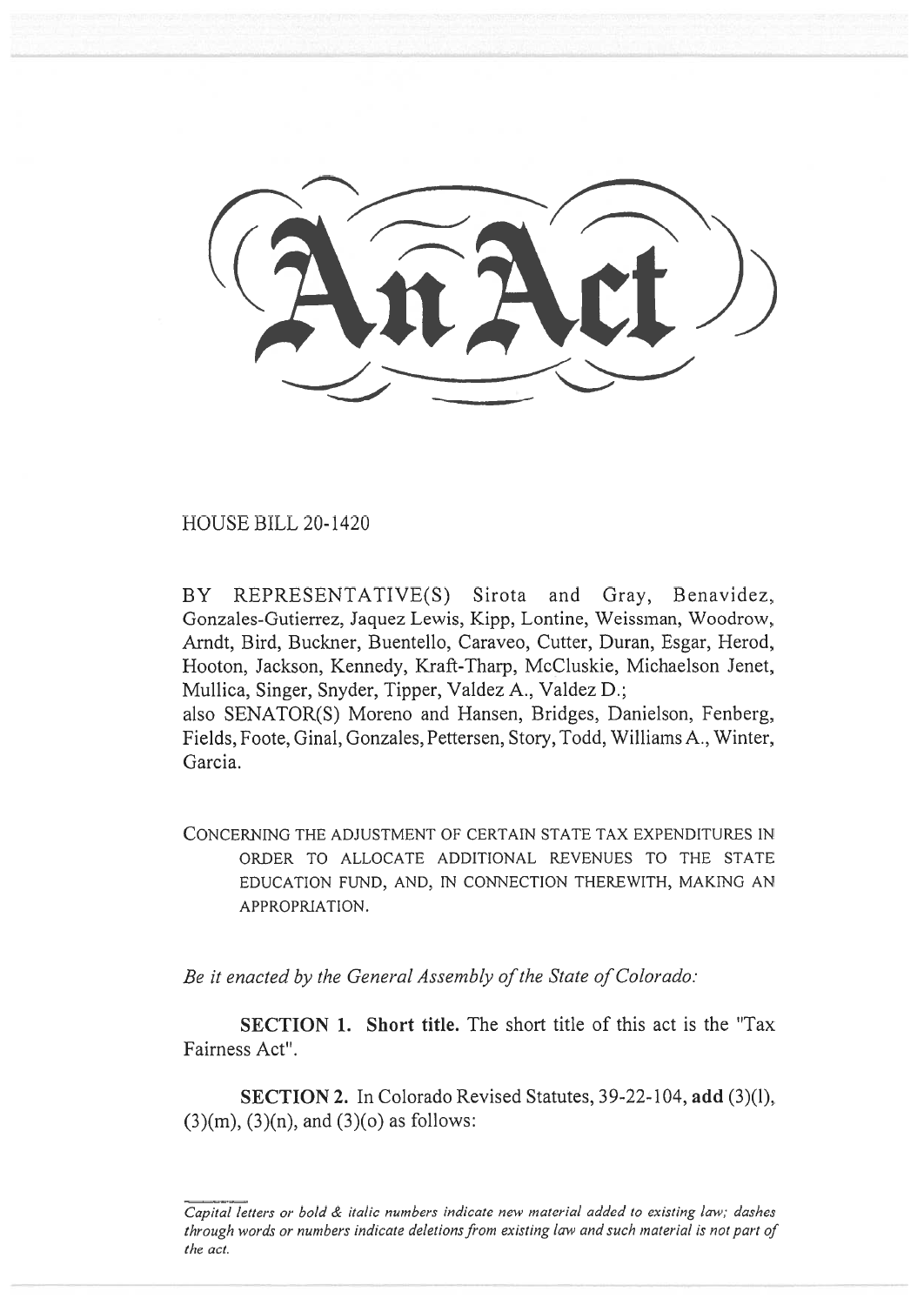# An Act

HOUSE BILL 20-1420

BY REPRESENTATIVE(S) Sirota and Gray, Benavidez, Gonzales-Gutierrez, Jaquez Lewis, Kipp, Lontine, Weissman, Woodrow, Arndt, Bird, Buckner, Buentello, Caraveo, Cutter, Duran, Esgar, Herod, Hooton, Jackson, Kennedy, Kraft-Tharp, McCluskie, Michaelson Jenet, Mullica, Singer, Snyder, Tipper, Valdez A., Valdez D.;
also SENATOR(S) Moreno and Hansen, Bridges, Danielson, Fenberg, Fields, Foote, Ginal, Gonzales, Pettersen, Story, Todd, Williams A., Winter, Garcia.

CONCERNING THE ADJUSTMENT OF CERTAIN STATE TAX EXPENDITURES IN ORDER TO ALLOCATE ADDITIONAL REVENUES TO THE STATE EDUCATION FUND, AND, IN CONNECTION THEREWITH, MAKING AN APPROPRIATION.

*Be it enacted by the General Assembly of the State of Colorado:*

**SECTION 1. Short title.** The short title of this act is the "Tax Fairness Act".

**SECTION 2.** In Colorado Revised Statutes, 39-22-104, **add** (3)(l), (3)(m), (3)(n), and (3)(o) as follows:

*Capital letters or bold & italic numbers indicate new material added to existing law; dashes through words or numbers indicate deletions from existing law and such material is not part of the act.*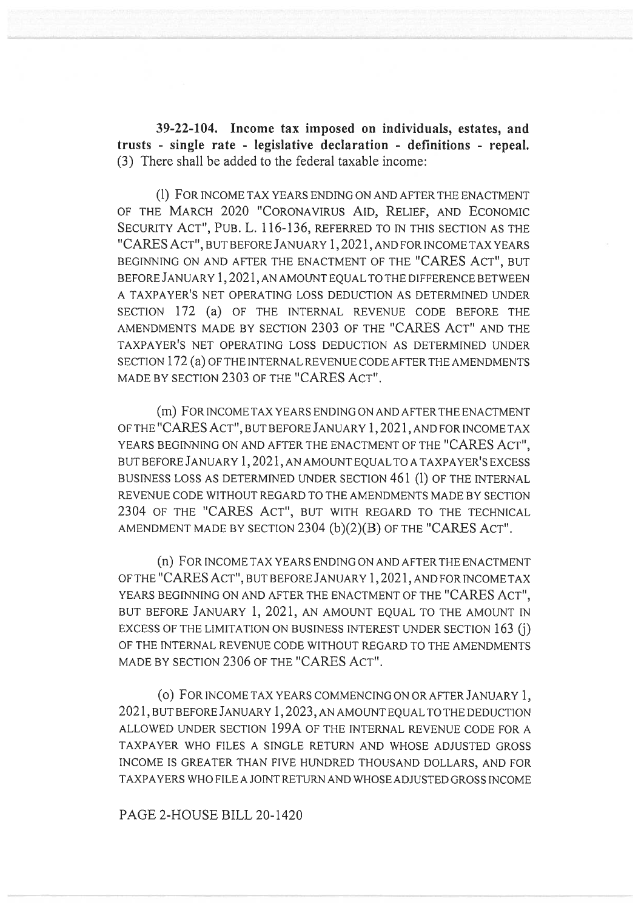**39-22-104. Income tax imposed on individuals, estates, and trusts - single rate - legislative declaration - definitions - repeal.** (3) There shall be added to the federal taxable income:

(l) FOR INCOME TAX YEARS ENDING ON AND AFTER THE ENACTMENT OF THE MARCH 2020 "CORONAVIRUS AID, RELIEF, AND ECONOMIC SECURITY ACT", PUB. L. 116-136, REFERRED TO IN THIS SECTION AS THE "CARES ACT", BUT BEFORE JANUARY 1, 2021, AND FOR INCOME TAX YEARS BEGINNING ON AND AFTER THE ENACTMENT OF THE "CARES ACT", BUT BEFORE JANUARY 1, 2021, AN AMOUNT EQUAL TO THE DIFFERENCE BETWEEN A TAXPAYER'S NET OPERATING LOSS DEDUCTION AS DETERMINED UNDER SECTION 172 (a) OF THE INTERNAL REVENUE CODE BEFORE THE AMENDMENTS MADE BY SECTION 2303 OF THE "CARES ACT" AND THE TAXPAYER'S NET OPERATING LOSS DEDUCTION AS DETERMINED UNDER SECTION 172 (a) OF THE INTERNAL REVENUE CODE AFTER THE AMENDMENTS MADE BY SECTION 2303 OF THE "CARES ACT".

(m) FOR INCOME TAX YEARS ENDING ON AND AFTER THE ENACTMENT OF THE "CARES ACT", BUT BEFORE JANUARY 1, 2021, AND FOR INCOME TAX YEARS BEGINNING ON AND AFTER THE ENACTMENT OF THE "CARES ACT", BUT BEFORE JANUARY 1, 2021, AN AMOUNT EQUAL TO A TAXPAYER'S EXCESS BUSINESS LOSS AS DETERMINED UNDER SECTION 461 (l) OF THE INTERNAL REVENUE CODE WITHOUT REGARD TO THE AMENDMENTS MADE BY SECTION 2304 OF THE "CARES ACT", BUT WITH REGARD TO THE TECHNICAL AMENDMENT MADE BY SECTION 2304 (b)(2)(B) OF THE "CARES ACT".

(n) FOR INCOME TAX YEARS ENDING ON AND AFTER THE ENACTMENT OF THE "CARES ACT", BUT BEFORE JANUARY 1, 2021, AND FOR INCOME TAX YEARS BEGINNING ON AND AFTER THE ENACTMENT OF THE "CARES ACT", BUT BEFORE JANUARY 1, 2021, AN AMOUNT EQUAL TO THE AMOUNT IN EXCESS OF THE LIMITATION ON BUSINESS INTEREST UNDER SECTION 163 (j) OF THE INTERNAL REVENUE CODE WITHOUT REGARD TO THE AMENDMENTS MADE BY SECTION 2306 OF THE "CARES ACT".

(o) FOR INCOME TAX YEARS COMMENCING ON OR AFTER JANUARY 1, 2021, BUT BEFORE JANUARY 1, 2023, AN AMOUNT EQUAL TO THE DEDUCTION ALLOWED UNDER SECTION 199A OF THE INTERNAL REVENUE CODE FOR A TAXPAYER WHO FILES A SINGLE RETURN AND WHOSE ADJUSTED GROSS INCOME IS GREATER THAN FIVE HUNDRED THOUSAND DOLLARS, AND FOR TAXPAYERS WHO FILE A JOINT RETURN AND WHOSE ADJUSTED GROSS INCOME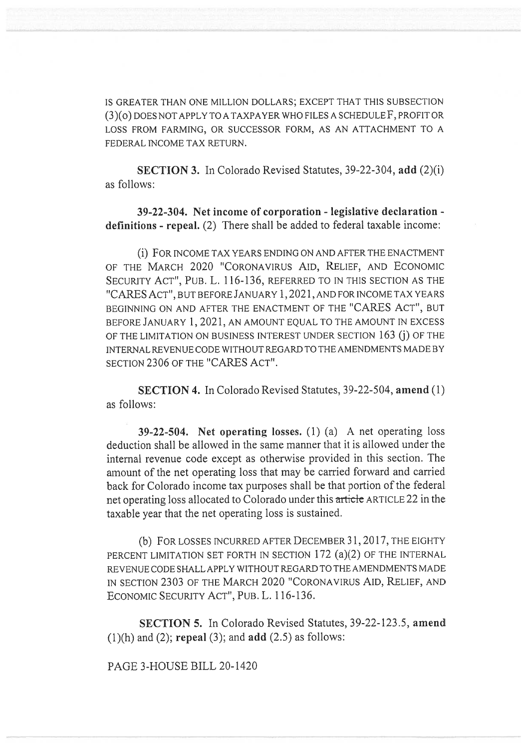IS GREATER THAN ONE MILLION DOLLARS; EXCEPT THAT THIS SUBSECTION (3)(o) DOES NOT APPLY TO A TAXPAYER WHO FILES A SCHEDULE F, PROFIT OR LOSS FROM FARMING, OR SUCCESSOR FORM, AS AN ATTACHMENT TO A FEDERAL INCOME TAX RETURN.

**SECTION 3.** In Colorado Revised Statutes, 39-22-304, **add** (2)(i) as follows:

**39-22-304. Net income of corporation - legislative declaration - definitions - repeal.** (2) There shall be added to federal taxable income:

(i) FOR INCOME TAX YEARS ENDING ON AND AFTER THE ENACTMENT OF THE MARCH 2020 "CORONAVIRUS AID, RELIEF, AND ECONOMIC SECURITY ACT", PUB. L. 116-136, REFERRED TO IN THIS SECTION AS THE "CARES ACT", BUT BEFORE JANUARY 1, 2021, AND FOR INCOME TAX YEARS BEGINNING ON AND AFTER THE ENACTMENT OF THE "CARES ACT", BUT BEFORE JANUARY 1, 2021, AN AMOUNT EQUAL TO THE AMOUNT IN EXCESS OF THE LIMITATION ON BUSINESS INTEREST UNDER SECTION 163 (j) OF THE INTERNAL REVENUE CODE WITHOUT REGARD TO THE AMENDMENTS MADE BY SECTION 2306 OF THE "CARES ACT".

**SECTION 4.** In Colorado Revised Statutes, 39-22-504, **amend** (1) as follows:

**39-22-504. Net operating losses.** (1) (a) A net operating loss deduction shall be allowed in the same manner that it is allowed under the internal revenue code except as otherwise provided in this section. The amount of the net operating loss that may be carried forward and carried back for Colorado income tax purposes shall be that portion of the federal net operating loss allocated to Colorado under this ~~article~~ ARTICLE 22 in the taxable year that the net operating loss is sustained.

(b) FOR LOSSES INCURRED AFTER DECEMBER 31, 2017, THE EIGHTY PERCENT LIMITATION SET FORTH IN SECTION 172 (a)(2) OF THE INTERNAL REVENUE CODE SHALL APPLY WITHOUT REGARD TO THE AMENDMENTS MADE IN SECTION 2303 OF THE MARCH 2020 "CORONAVIRUS AID, RELIEF, AND ECONOMIC SECURITY ACT", PUB. L. 116-136.

**SECTION 5.** In Colorado Revised Statutes, 39-22-123.5, **amend** (1)(h) and (2); **repeal** (3); and **add** (2.5) as follows:

PAGE 3-HOUSE BILL 20-1420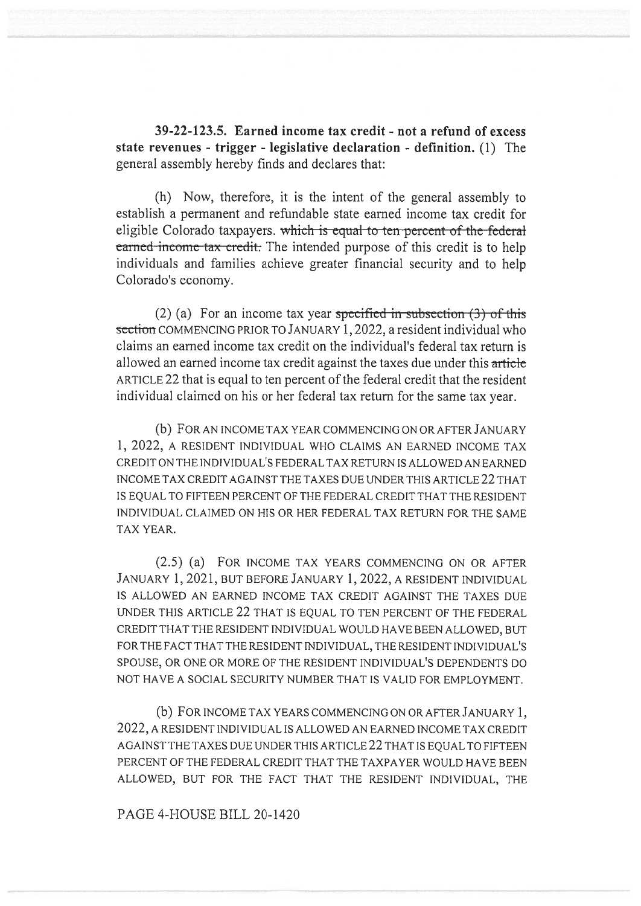**39-22-123.5. Earned income tax credit - not a refund of excess state revenues - trigger - legislative declaration - definition.** (1) The general assembly hereby finds and declares that:

(h) Now, therefore, it is the intent of the general assembly to establish a permanent and refundable state earned income tax credit for eligible Colorado taxpayers. ~~which is equal to ten percent of the federal earned income tax credit.~~ The intended purpose of this credit is to help individuals and families achieve greater financial security and to help Colorado's economy.

(2) (a) For an income tax year ~~specified in subsection (3) of this section~~ COMMENCING PRIOR TO JANUARY 1, 2022, a resident individual who claims an earned income tax credit on the individual's federal tax return is allowed an earned income tax credit against the taxes due under this ~~article~~ ARTICLE 22 that is equal to ten percent of the federal credit that the resident individual claimed on his or her federal tax return for the same tax year.

(b) FOR AN INCOME TAX YEAR COMMENCING ON OR AFTER JANUARY 1, 2022, A RESIDENT INDIVIDUAL WHO CLAIMS AN EARNED INCOME TAX CREDIT ON THE INDIVIDUAL'S FEDERAL TAX RETURN IS ALLOWED AN EARNED INCOME TAX CREDIT AGAINST THE TAXES DUE UNDER THIS ARTICLE 22 THAT IS EQUAL TO FIFTEEN PERCENT OF THE FEDERAL CREDIT THAT THE RESIDENT INDIVIDUAL CLAIMED ON HIS OR HER FEDERAL TAX RETURN FOR THE SAME TAX YEAR.

(2.5) (a) FOR INCOME TAX YEARS COMMENCING ON OR AFTER JANUARY 1, 2021, BUT BEFORE JANUARY 1, 2022, A RESIDENT INDIVIDUAL IS ALLOWED AN EARNED INCOME TAX CREDIT AGAINST THE TAXES DUE UNDER THIS ARTICLE 22 THAT IS EQUAL TO TEN PERCENT OF THE FEDERAL CREDIT THAT THE RESIDENT INDIVIDUAL WOULD HAVE BEEN ALLOWED, BUT FOR THE FACT THAT THE RESIDENT INDIVIDUAL, THE RESIDENT INDIVIDUAL'S SPOUSE, OR ONE OR MORE OF THE RESIDENT INDIVIDUAL'S DEPENDENTS DO NOT HAVE A SOCIAL SECURITY NUMBER THAT IS VALID FOR EMPLOYMENT.

(b) FOR INCOME TAX YEARS COMMENCING ON OR AFTER JANUARY 1, 2022, A RESIDENT INDIVIDUAL IS ALLOWED AN EARNED INCOME TAX CREDIT AGAINST THE TAXES DUE UNDER THIS ARTICLE 22 THAT IS EQUAL TO FIFTEEN PERCENT OF THE FEDERAL CREDIT THAT THE TAXPAYER WOULD HAVE BEEN ALLOWED, BUT FOR THE FACT THAT THE RESIDENT INDIVIDUAL, THE

PAGE 4-HOUSE BILL 20-1420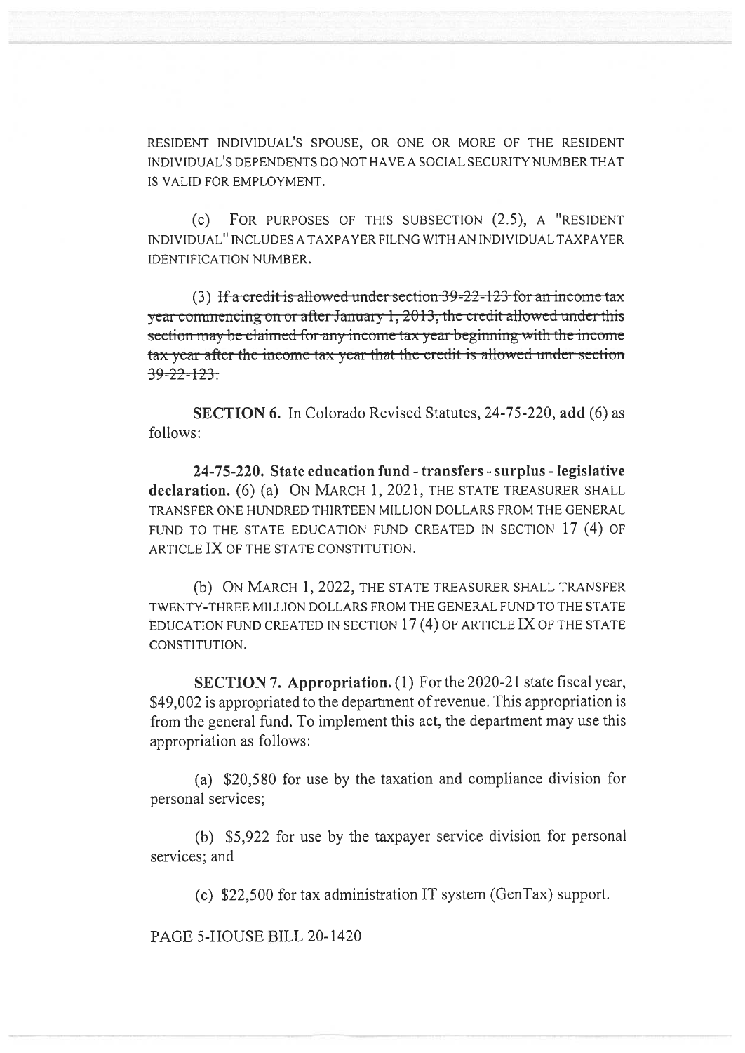RESIDENT INDIVIDUAL'S SPOUSE, OR ONE OR MORE OF THE RESIDENT INDIVIDUAL'S DEPENDENTS DO NOT HAVE A SOCIAL SECURITY NUMBER THAT IS VALID FOR EMPLOYMENT.

(c) FOR PURPOSES OF THIS SUBSECTION (2.5), A "RESIDENT INDIVIDUAL" INCLUDES A TAXPAYER FILING WITH AN INDIVIDUAL TAXPAYER IDENTIFICATION NUMBER.

(3) ~~If a credit is allowed under section 39-22-123 for an income tax year commencing on or after January 1, 2013, the credit allowed under this section may be claimed for any income tax year beginning with the income tax year after the income tax year that the credit is allowed under section 39-22-123.~~

**SECTION 6.** In Colorado Revised Statutes, 24-75-220, **add** (6) as follows:

**24-75-220. State education fund - transfers - surplus - legislative declaration.** (6) (a) ON MARCH 1, 2021, THE STATE TREASURER SHALL TRANSFER ONE HUNDRED THIRTEEN MILLION DOLLARS FROM THE GENERAL FUND TO THE STATE EDUCATION FUND CREATED IN SECTION 17 (4) OF ARTICLE IX OF THE STATE CONSTITUTION.

(b) ON MARCH 1, 2022, THE STATE TREASURER SHALL TRANSFER TWENTY-THREE MILLION DOLLARS FROM THE GENERAL FUND TO THE STATE EDUCATION FUND CREATED IN SECTION 17 (4) OF ARTICLE IX OF THE STATE CONSTITUTION.

**SECTION 7. Appropriation.** (1) For the 2020-21 state fiscal year, $49,002 is appropriated to the department of revenue. This appropriation is from the general fund. To implement this act, the department may use this appropriation as follows:

(a) $20,580 for use by the taxation and compliance division for personal services;

(b) $5,922 for use by the taxpayer service division for personal services; and

(c) $22,500 for tax administration IT system (GenTax) support.

PAGE 5-HOUSE BILL 20-1420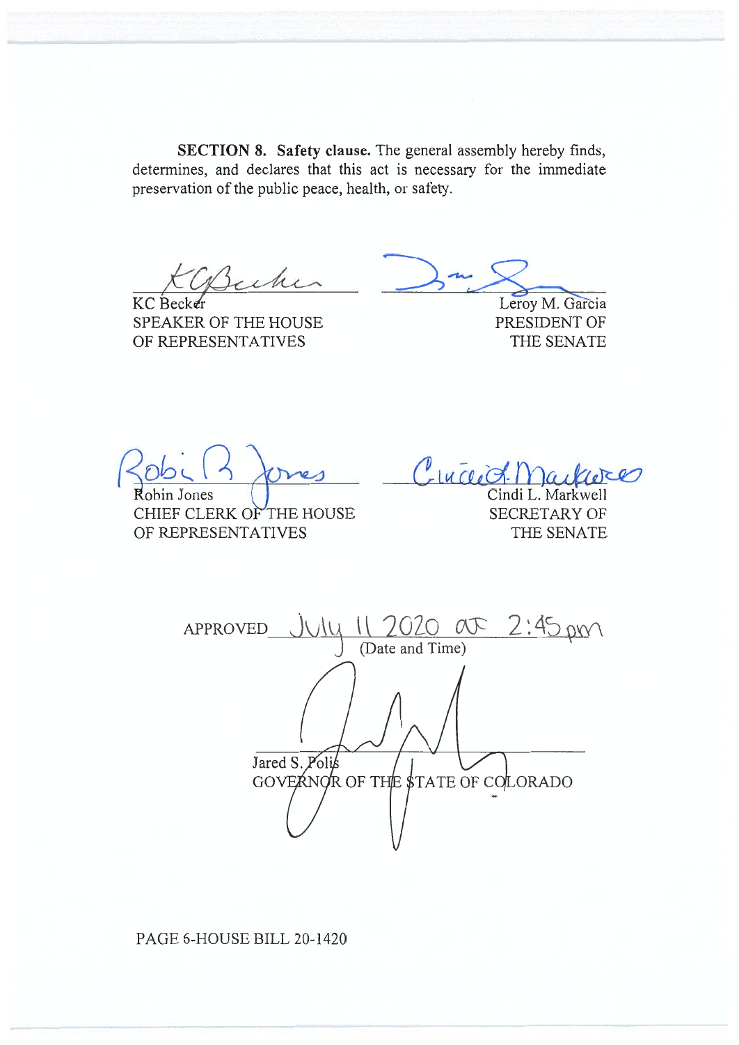**SECTION 8. Safety clause.** The general assembly hereby finds, determines, and declares that this act is necessary for the immediate preservation of the public peace, health, or safety.

KC Becker
SPEAKER OF THE HOUSE
OF REPRESENTATIVES

Leroy M. Garcia
PRESIDENT OF
THE SENATE

Robin Jones
CHIEF CLERK OF THE HOUSE
OF REPRESENTATIVES

Cindi L. Markwell
SECRETARY OF
THE SENATE

APPROVED July 11 2020 at 2:45 pm
(Date and Time)

Jared S. Polis
GOVERNOR OF THE STATE OF COLORADO

PAGE 6-HOUSE BILL 20-1420